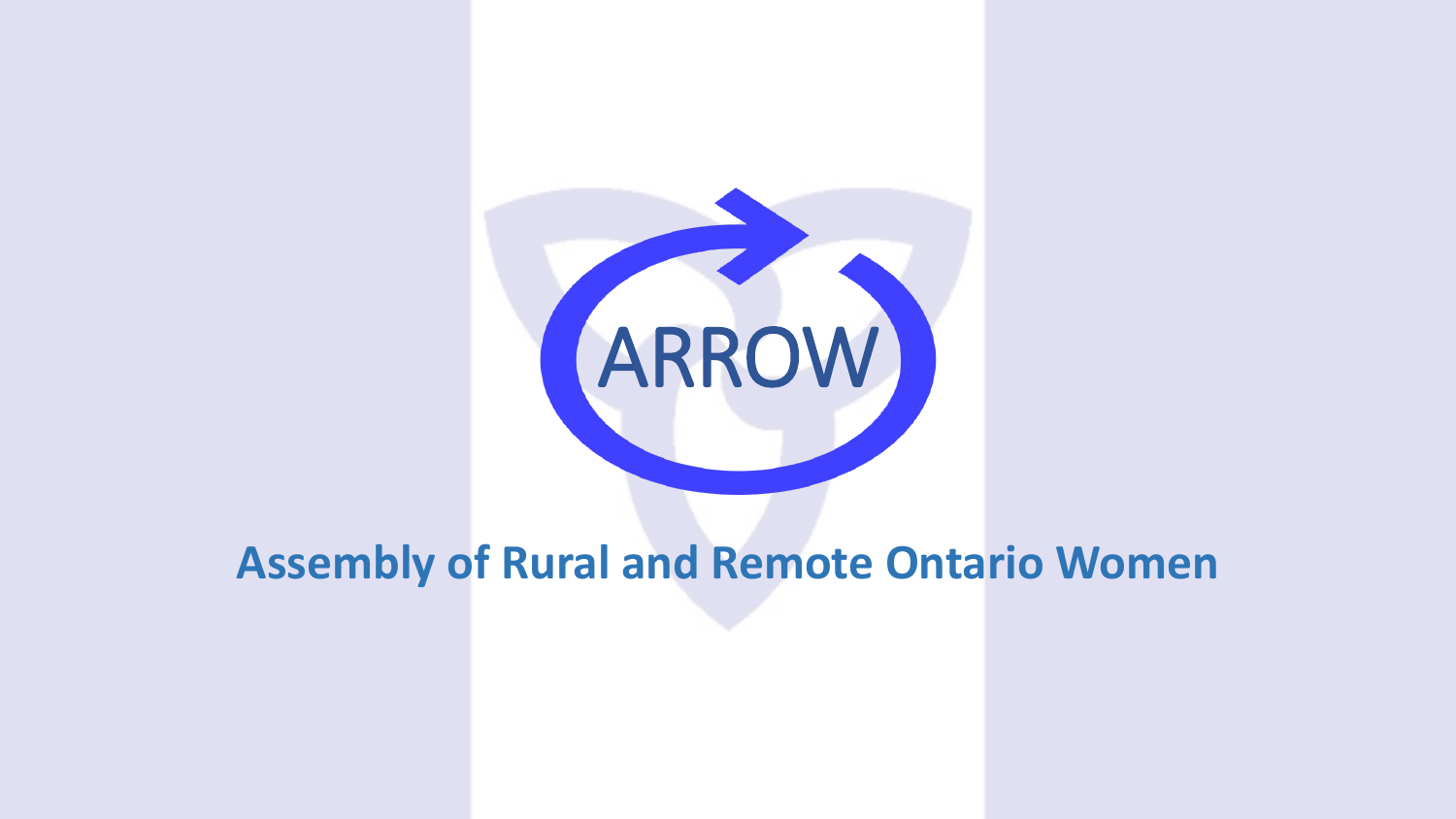ARROW

**Assembly of Rural and Remote Ontario Women**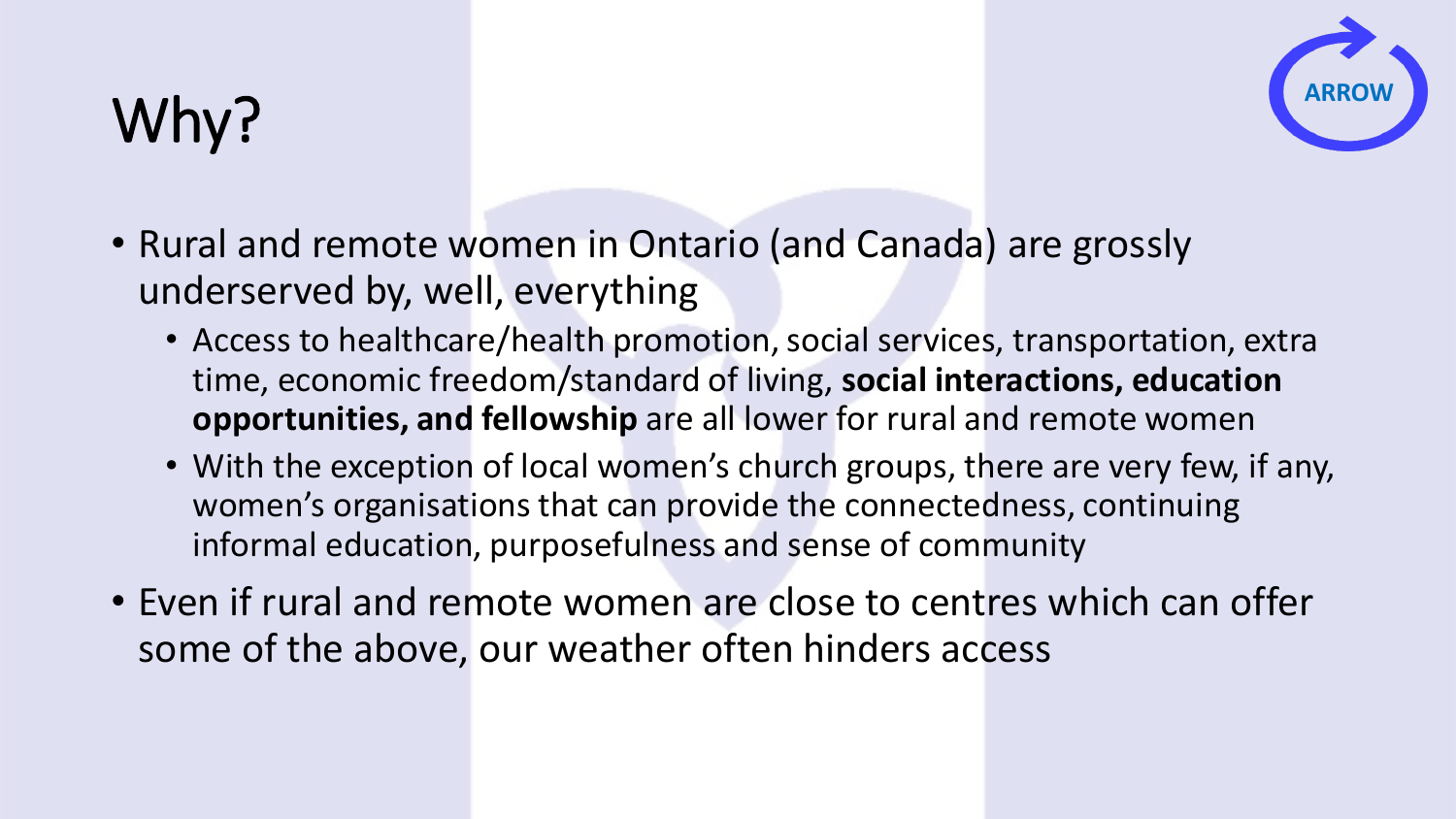# Why?

ARROW

- Rural and remote women in Ontario (and Canada) are grossly underserved by, well, everything
  - Access to healthcare/health promotion, social services, transportation, extra time, economic freedom/standard of living, **social interactions, education opportunities, and fellowship** are all lower for rural and remote women
  - With the exception of local women's church groups, there are very few, if any, women's organisations that can provide the connectedness, continuing informal education, purposefulness and sense of community
- Even if rural and remote women are close to centres which can offer some of the above, our weather often hinders access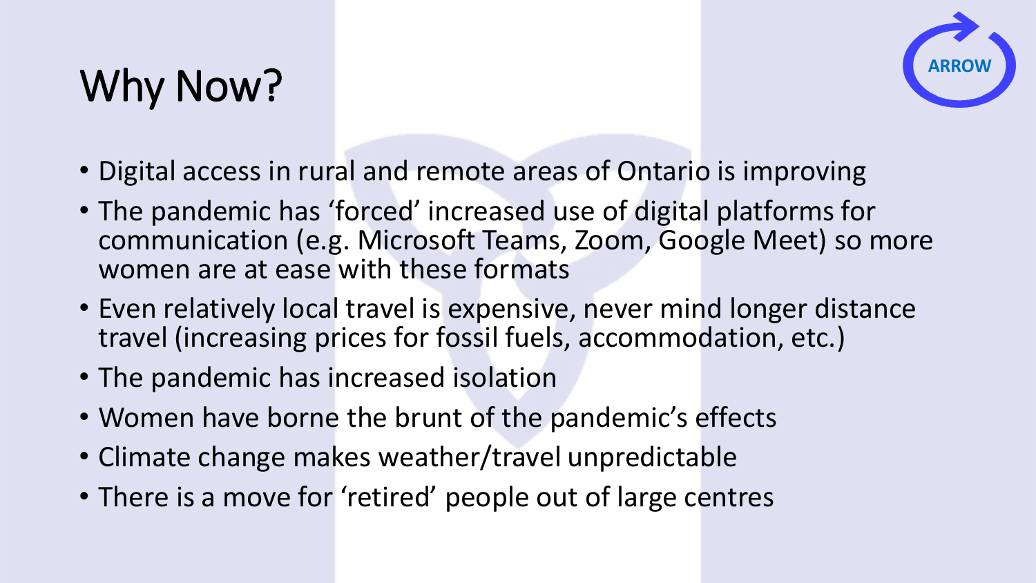# Why Now?

ARROW

- Digital access in rural and remote areas of Ontario is improving
- The pandemic has 'forced' increased use of digital platforms for communication (e.g. Microsoft Teams, Zoom, Google Meet) so more women are at ease with these formats
- Even relatively local travel is expensive, never mind longer distance travel (increasing prices for fossil fuels, accommodation, etc.)
- The pandemic has increased isolation
- Women have borne the brunt of the pandemic's effects
- Climate change makes weather/travel unpredictable
- There is a move for 'retired' people out of large centres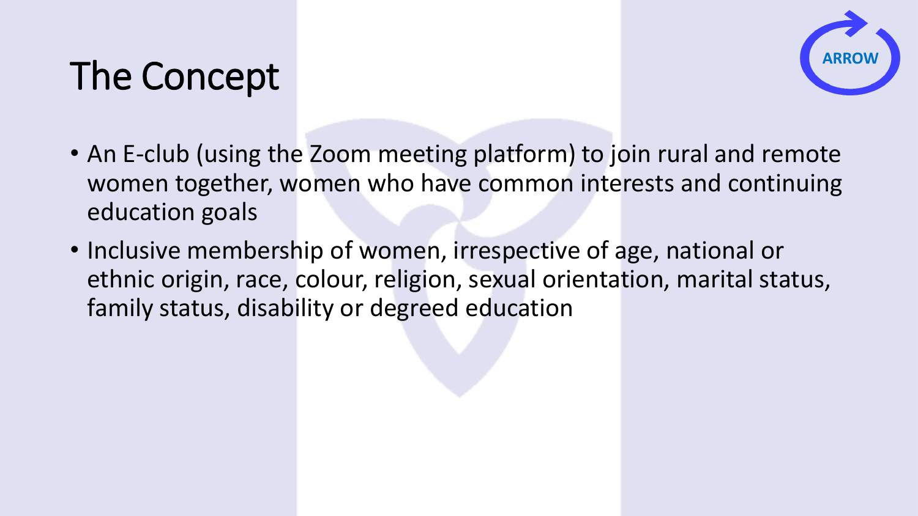# The Concept

ARROW

- An E-club (using the Zoom meeting platform) to join rural and remote women together, women who have common interests and continuing education goals
- Inclusive membership of women, irrespective of age, national or ethnic origin, race, colour, religion, sexual orientation, marital status, family status, disability or degreed education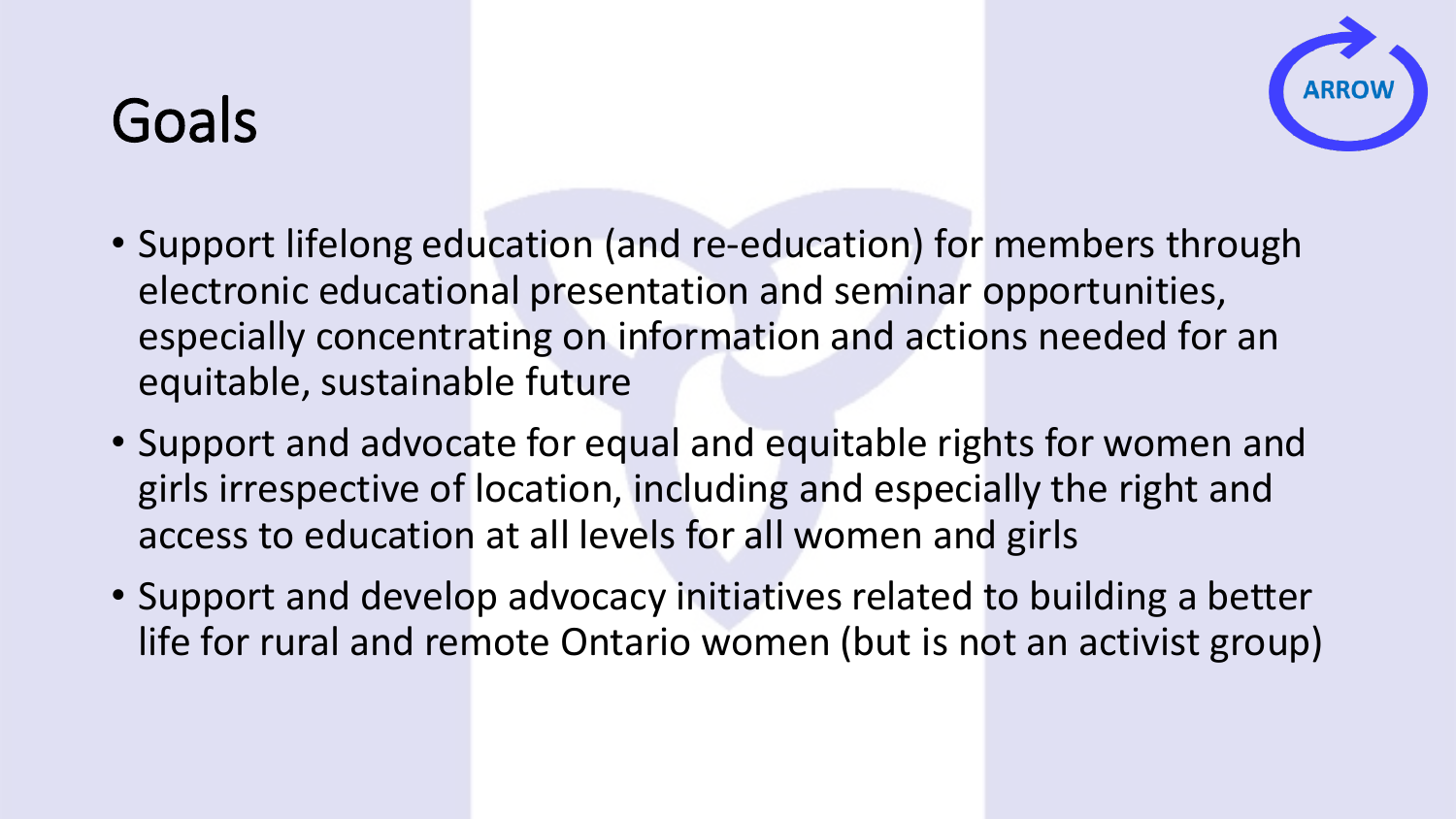# Goals

- Support lifelong education (and re-education) for members through electronic educational presentation and seminar opportunities, especially concentrating on information and actions needed for an equitable, sustainable future
- Support and advocate for equal and equitable rights for women and girls irrespective of location, including and especially the right and access to education at all levels for all women and girls
- Support and develop advocacy initiatives related to building a better life for rural and remote Ontario women (but is not an activist group)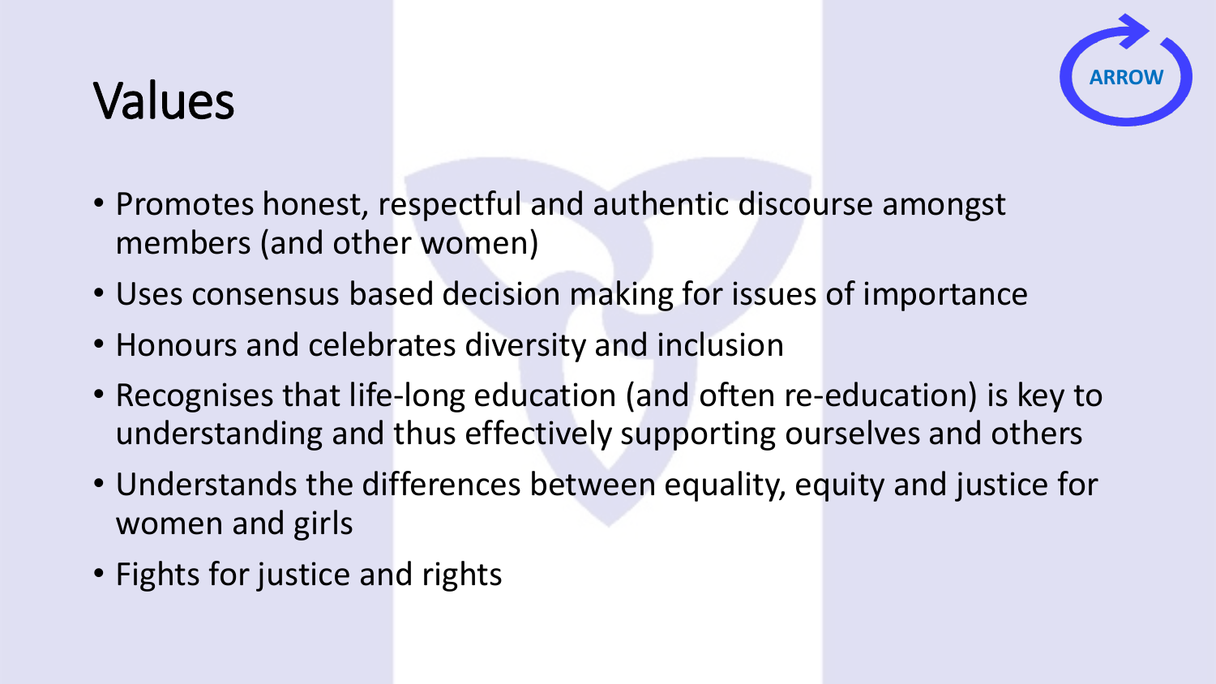# Values

- Promotes honest, respectful and authentic discourse amongst members (and other women)
- Uses consensus based decision making for issues of importance
- Honours and celebrates diversity and inclusion
- Recognises that life-long education (and often re-education) is key to understanding and thus effectively supporting ourselves and others
- Understands the differences between equality, equity and justice for women and girls
- Fights for justice and rights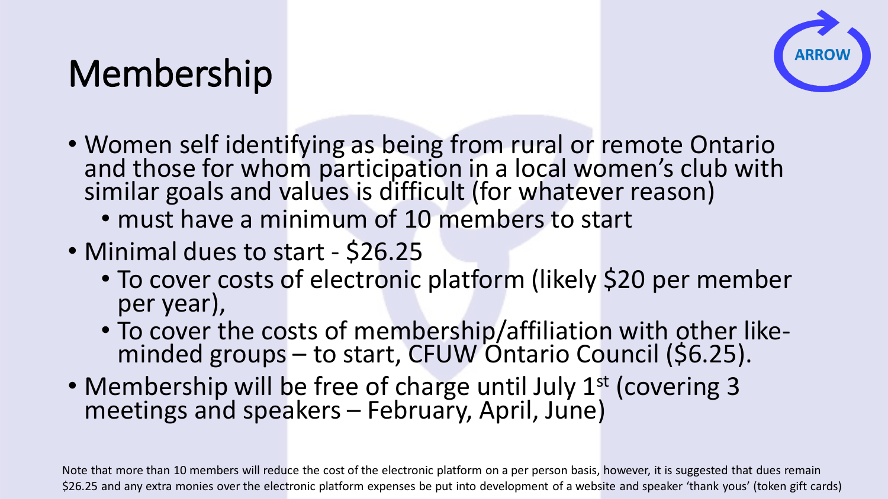# Membership

- Women self identifying as being from rural or remote Ontario and those for whom participation in a local women's club with similar goals and values is difficult (for whatever reason)
  - must have a minimum of 10 members to start
- Minimal dues to start - $26.25
  - To cover costs of electronic platform (likely $20 per member per year),
  - To cover the costs of membership/affiliation with other like-minded groups – to start, CFUW Ontario Council ($6.25).
- Membership will be free of charge until July 1st (covering 3 meetings and speakers – February, April, June)

Note that more than 10 members will reduce the cost of the electronic platform on a per person basis, however, it is suggested that dues remain $26.25 and any extra monies over the electronic platform expenses be put into development of a website and speaker 'thank yous' (token gift cards)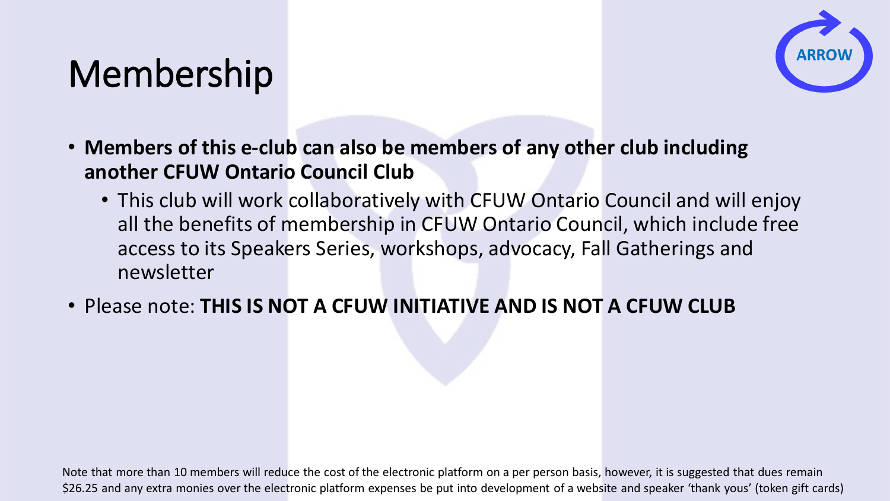# Membership

- **Members of this e-club can also be members of any other club including another CFUW Ontario Council Club**
  - This club will work collaboratively with CFUW Ontario Council and will enjoy all the benefits of membership in CFUW Ontario Council, which include free access to its Speakers Series, workshops, advocacy, Fall Gatherings and newsletter
- Please note: **THIS IS NOT A CFUW INITIATIVE AND IS NOT A CFUW CLUB**

Note that more than 10 members will reduce the cost of the electronic platform on a per person basis, however, it is suggested that dues remain $26.25 and any extra monies over the electronic platform expenses be put into development of a website and speaker 'thank yous' (token gift cards)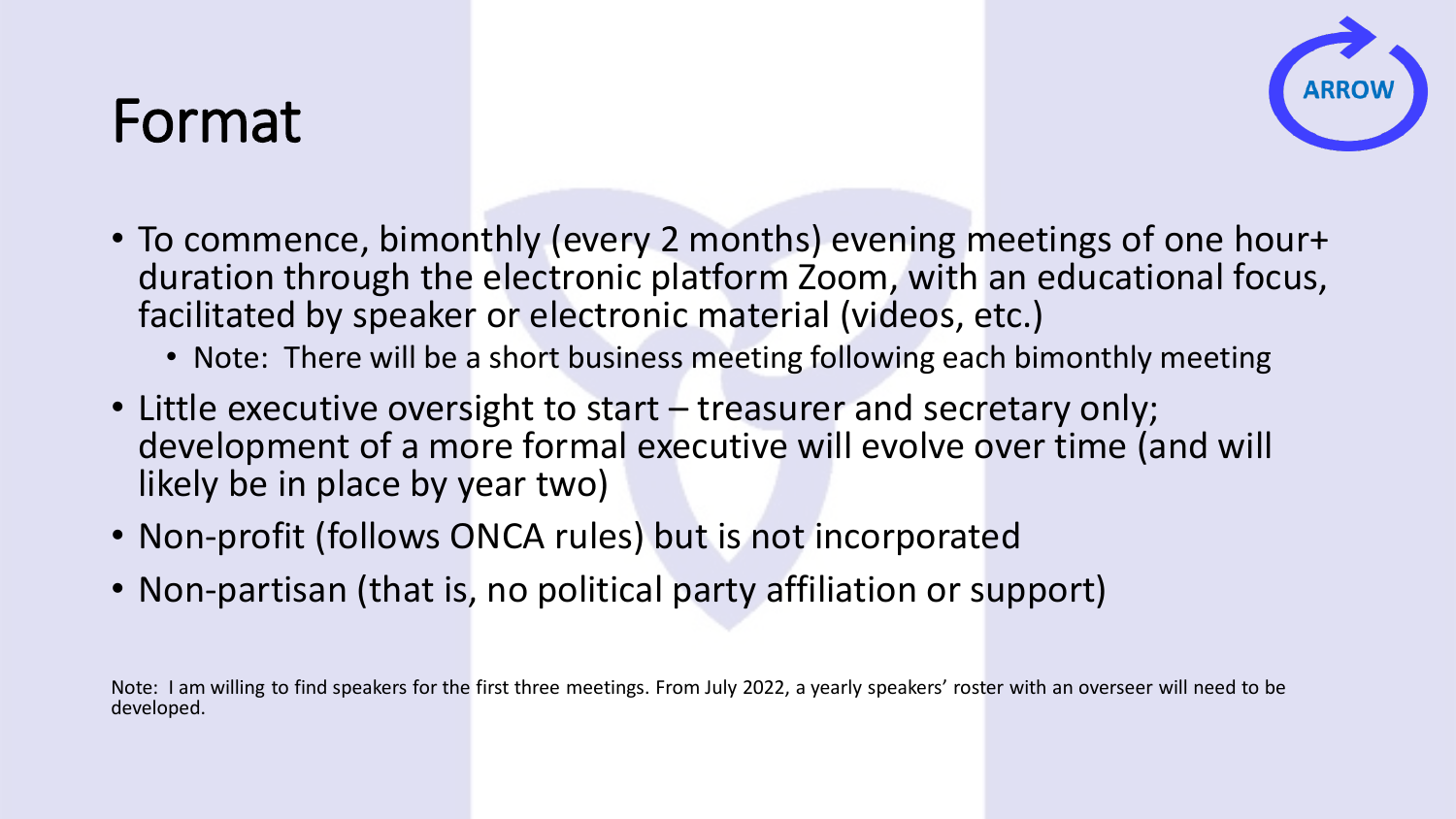# Format

- To commence, bimonthly (every 2 months) evening meetings of one hour+ duration through the electronic platform Zoom, with an educational focus, facilitated by speaker or electronic material (videos, etc.)
  - Note: There will be a short business meeting following each bimonthly meeting
- Little executive oversight to start – treasurer and secretary only; development of a more formal executive will evolve over time (and will likely be in place by year two)
- Non-profit (follows ONCA rules) but is not incorporated
- Non-partisan (that is, no political party affiliation or support)

Note: I am willing to find speakers for the first three meetings. From July 2022, a yearly speakers' roster with an overseer will need to be developed.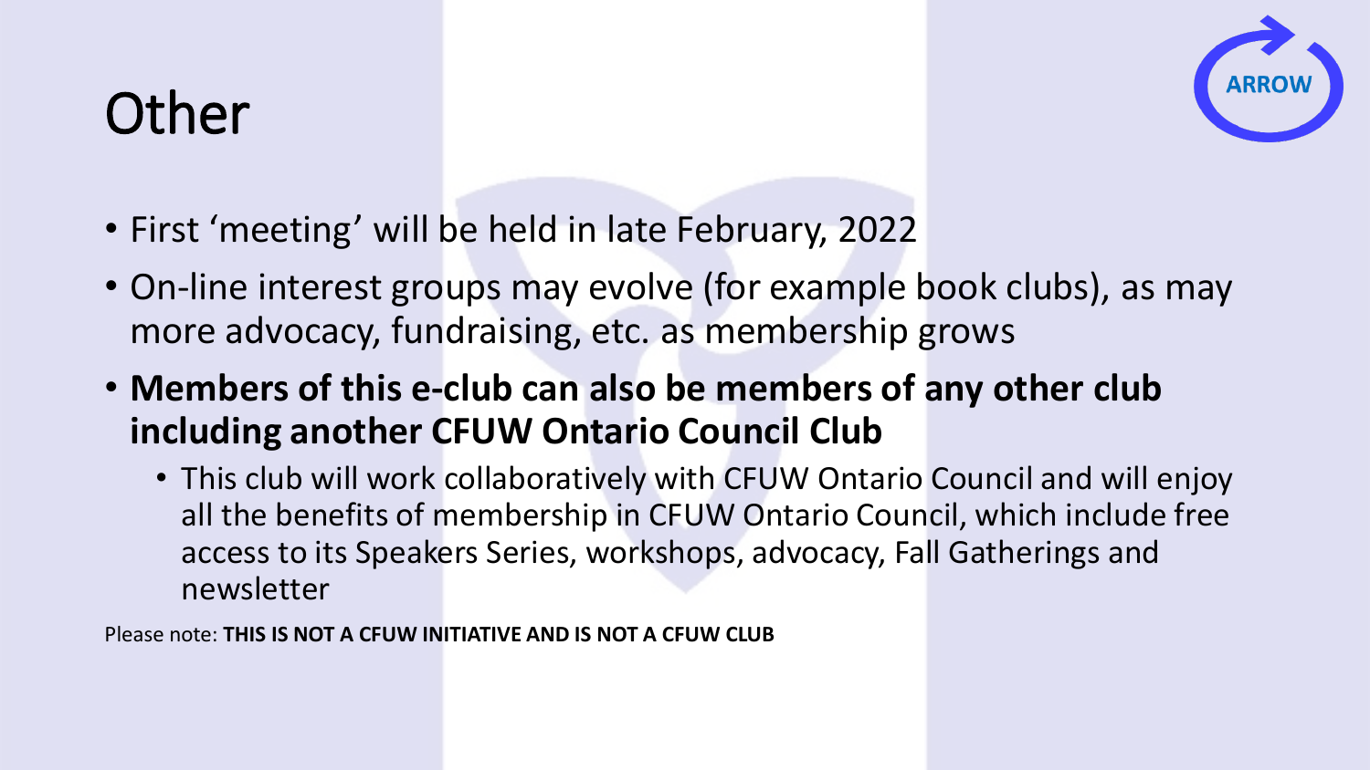# Other

- First 'meeting' will be held in late February, 2022
- On-line interest groups may evolve (for example book clubs), as may more advocacy, fundraising, etc. as membership grows
- **Members of this e-club can also be members of any other club including another CFUW Ontario Council Club**
  - This club will work collaboratively with CFUW Ontario Council and will enjoy all the benefits of membership in CFUW Ontario Council, which include free access to its Speakers Series, workshops, advocacy, Fall Gatherings and newsletter

Please note: **THIS IS NOT A CFUW INITIATIVE AND IS NOT A CFUW CLUB**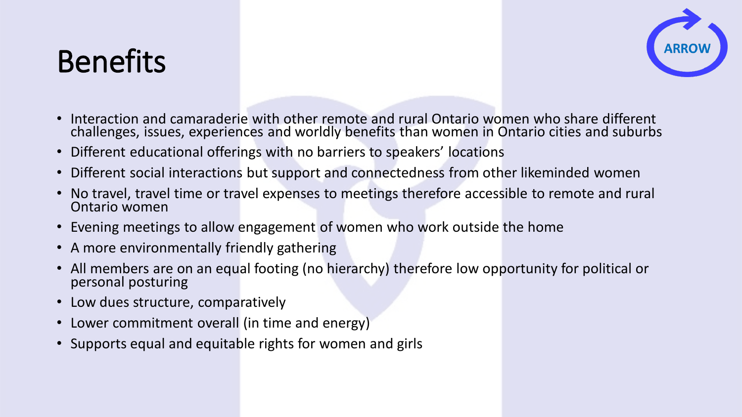# Benefits

- Interaction and camaraderie with other remote and rural Ontario women who share different challenges, issues, experiences and worldly benefits than women in Ontario cities and suburbs
- Different educational offerings with no barriers to speakers' locations
- Different social interactions but support and connectedness from other likeminded women
- No travel, travel time or travel expenses to meetings therefore accessible to remote and rural Ontario women
- Evening meetings to allow engagement of women who work outside the home
- A more environmentally friendly gathering
- All members are on an equal footing (no hierarchy) therefore low opportunity for political or personal posturing
- Low dues structure, comparatively
- Lower commitment overall (in time and energy)
- Supports equal and equitable rights for women and girls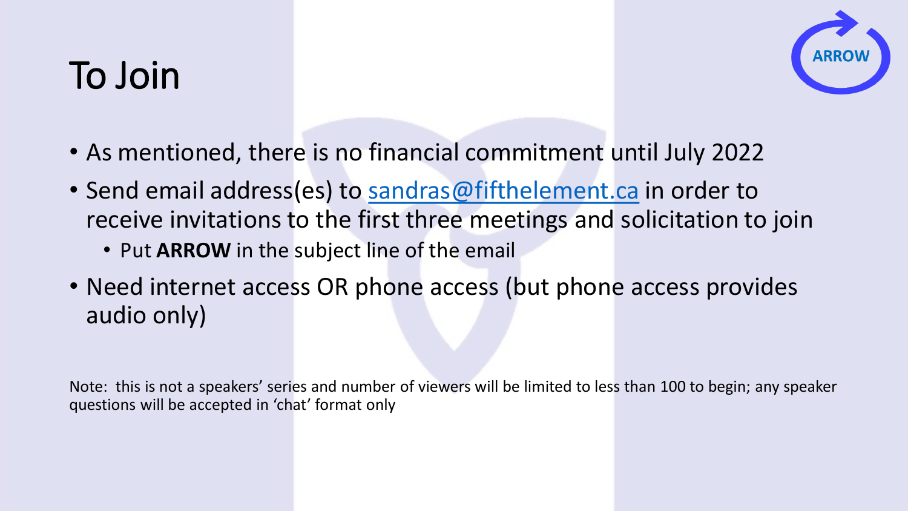# To Join

ARROW

- As mentioned, there is no financial commitment until July 2022
- Send email address(es) to sandras@fifthelement.ca in order to receive invitations to the first three meetings and solicitation to join
  - Put **ARROW** in the subject line of the email
- Need internet access OR phone access (but phone access provides audio only)

Note: this is not a speakers' series and number of viewers will be limited to less than 100 to begin; any speaker questions will be accepted in 'chat' format only